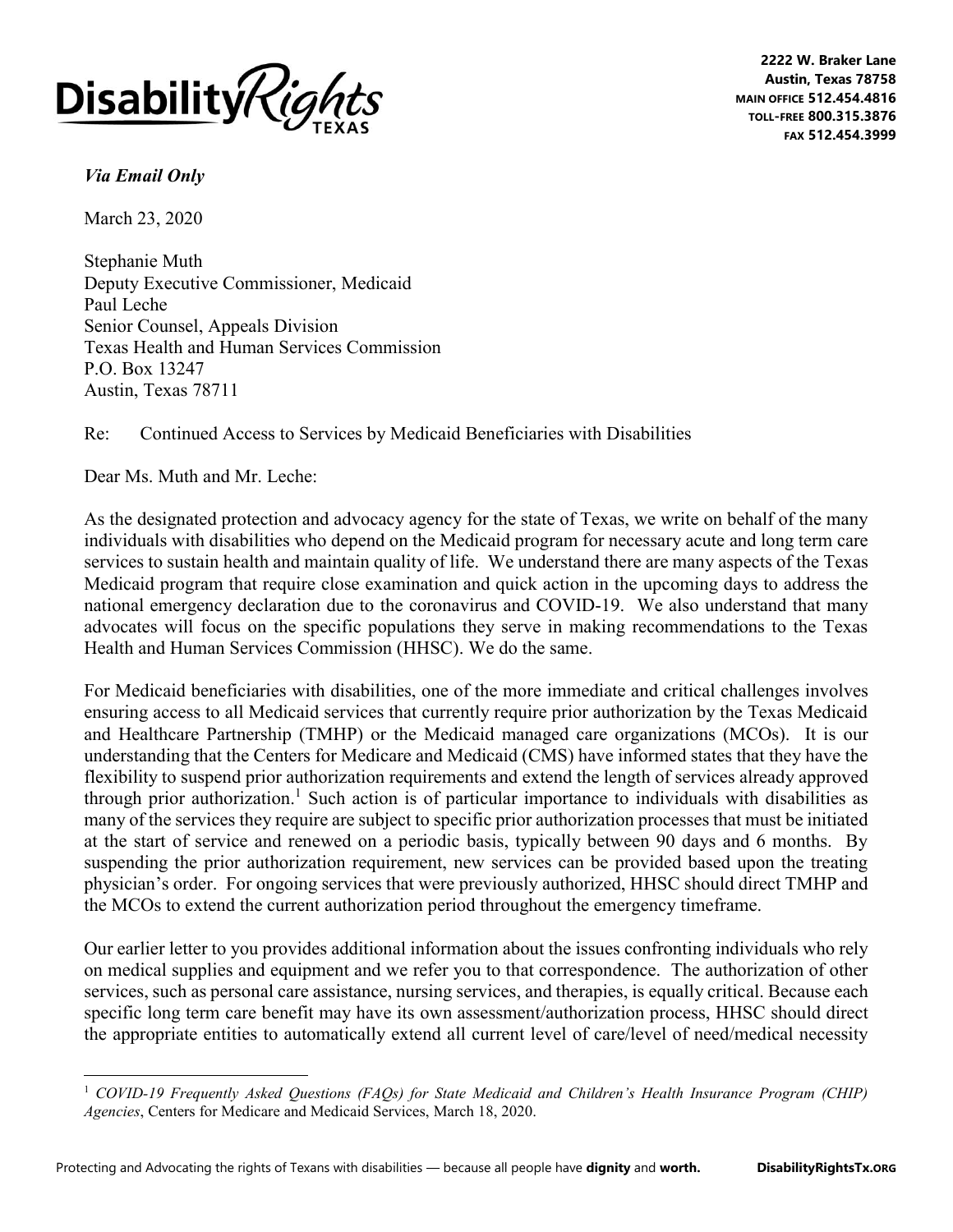**Disability Rights TEXAS**

2222 W. Braker Lane
Austin, Texas 78758
MAIN OFFICE 512.454.4816
TOLL-FREE 800.315.3876
FAX 512.454.3999

*Via Email Only*

March 23, 2020

Stephanie Muth
Deputy Executive Commissioner, Medicaid
Paul Leche
Senior Counsel, Appeals Division
Texas Health and Human Services Commission
P.O. Box 13247
Austin, Texas 78711

Re: Continued Access to Services by Medicaid Beneficiaries with Disabilities

Dear Ms. Muth and Mr. Leche:

As the designated protection and advocacy agency for the state of Texas, we write on behalf of the many individuals with disabilities who depend on the Medicaid program for necessary acute and long term care services to sustain health and maintain quality of life. We understand there are many aspects of the Texas Medicaid program that require close examination and quick action in the upcoming days to address the national emergency declaration due to the coronavirus and COVID-19. We also understand that many advocates will focus on the specific populations they serve in making recommendations to the Texas Health and Human Services Commission (HHSC). We do the same.

For Medicaid beneficiaries with disabilities, one of the more immediate and critical challenges involves ensuring access to all Medicaid services that currently require prior authorization by the Texas Medicaid and Healthcare Partnership (TMHP) or the Medicaid managed care organizations (MCOs). It is our understanding that the Centers for Medicare and Medicaid (CMS) have informed states that they have the flexibility to suspend prior authorization requirements and extend the length of services already approved through prior authorization.[1] Such action is of particular importance to individuals with disabilities as many of the services they require are subject to specific prior authorization processes that must be initiated at the start of service and renewed on a periodic basis, typically between 90 days and 6 months. By suspending the prior authorization requirement, new services can be provided based upon the treating physician's order. For ongoing services that were previously authorized, HHSC should direct TMHP and the MCOs to extend the current authorization period throughout the emergency timeframe.

Our earlier letter to you provides additional information about the issues confronting individuals who rely on medical supplies and equipment and we refer you to that correspondence. The authorization of other services, such as personal care assistance, nursing services, and therapies, is equally critical. Because each specific long term care benefit may have its own assessment/authorization process, HHSC should direct the appropriate entities to automatically extend all current level of care/level of need/medical necessity

[1] *COVID-19 Frequently Asked Questions (FAQs) for State Medicaid and Children's Health Insurance Program (CHIP) Agencies*, Centers for Medicare and Medicaid Services, March 18, 2020.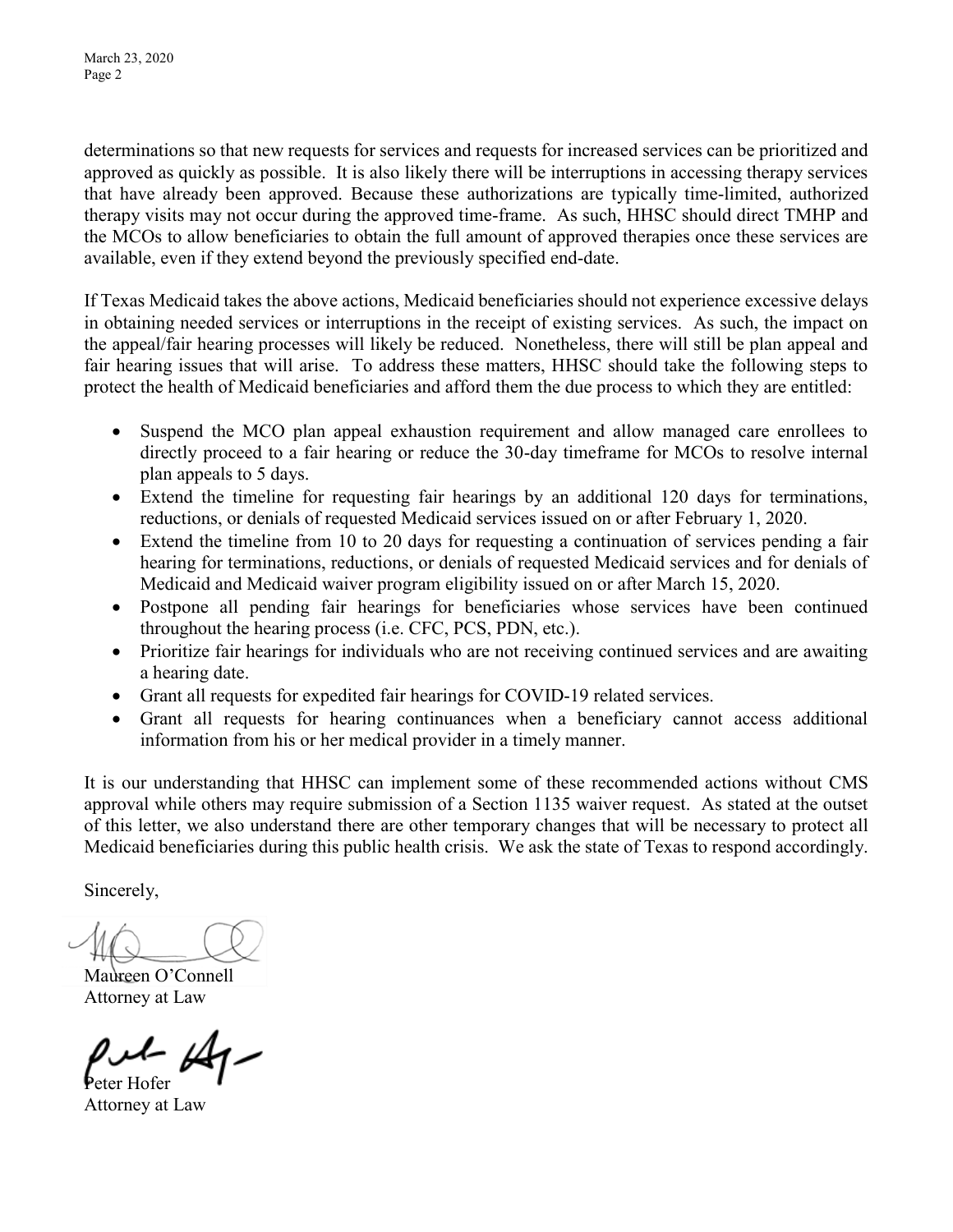determinations so that new requests for services and requests for increased services can be prioritized and approved as quickly as possible. It is also likely there will be interruptions in accessing therapy services that have already been approved. Because these authorizations are typically time-limited, authorized therapy visits may not occur during the approved time-frame. As such, HHSC should direct TMHP and the MCOs to allow beneficiaries to obtain the full amount of approved therapies once these services are available, even if they extend beyond the previously specified end-date.

If Texas Medicaid takes the above actions, Medicaid beneficiaries should not experience excessive delays in obtaining needed services or interruptions in the receipt of existing services. As such, the impact on the appeal/fair hearing processes will likely be reduced. Nonetheless, there will still be plan appeal and fair hearing issues that will arise. To address these matters, HHSC should take the following steps to protect the health of Medicaid beneficiaries and afford them the due process to which they are entitled:

- Suspend the MCO plan appeal exhaustion requirement and allow managed care enrollees to directly proceed to a fair hearing or reduce the 30-day timeframe for MCOs to resolve internal plan appeals to 5 days.
- Extend the timeline for requesting fair hearings by an additional 120 days for terminations, reductions, or denials of requested Medicaid services issued on or after February 1, 2020.
- Extend the timeline from 10 to 20 days for requesting a continuation of services pending a fair hearing for terminations, reductions, or denials of requested Medicaid services and for denials of Medicaid and Medicaid waiver program eligibility issued on or after March 15, 2020.
- Postpone all pending fair hearings for beneficiaries whose services have been continued throughout the hearing process (i.e. CFC, PCS, PDN, etc.).
- Prioritize fair hearings for individuals who are not receiving continued services and are awaiting a hearing date.
- Grant all requests for expedited fair hearings for COVID-19 related services.
- Grant all requests for hearing continuances when a beneficiary cannot access additional information from his or her medical provider in a timely manner.

It is our understanding that HHSC can implement some of these recommended actions without CMS approval while others may require submission of a Section 1135 waiver request. As stated at the outset of this letter, we also understand there are other temporary changes that will be necessary to protect all Medicaid beneficiaries during this public health crisis. We ask the state of Texas to respond accordingly.

Sincerely,

Maureen O'Connell
Attorney at Law

Peter Hofer
Attorney at Law